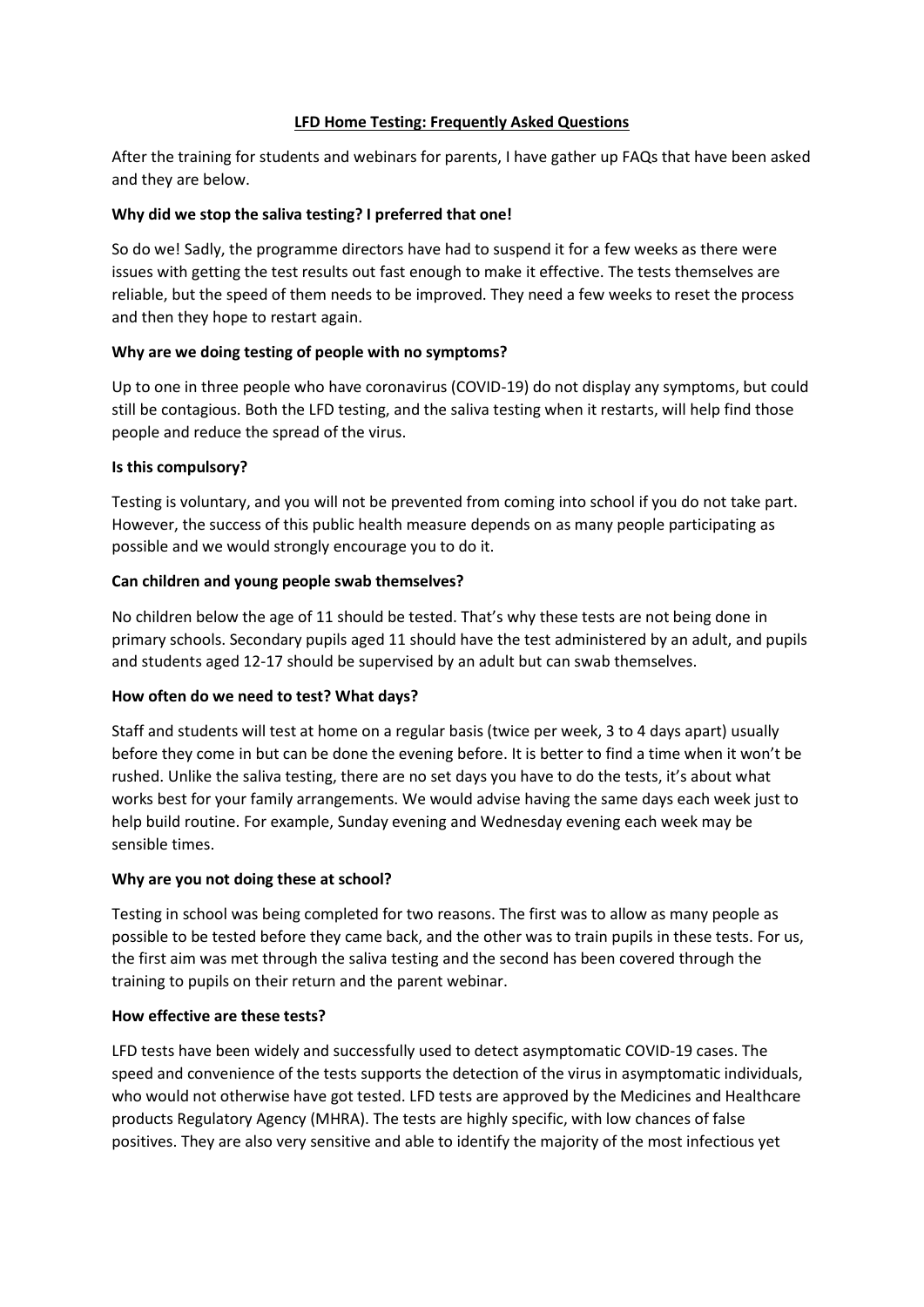# LFD Home Testing: Frequently Asked Questions

After the training for students and webinars for parents, I have gather up FAQs that have been asked and they are below.

**Why did we stop the saliva testing? I preferred that one!**

So do we! Sadly, the programme directors have had to suspend it for a few weeks as there were issues with getting the test results out fast enough to make it effective. The tests themselves are reliable, but the speed of them needs to be improved. They need a few weeks to reset the process and then they hope to restart again.

**Why are we doing testing of people with no symptoms?**

Up to one in three people who have coronavirus (COVID-19) do not display any symptoms, but could still be contagious. Both the LFD testing, and the saliva testing when it restarts, will help find those people and reduce the spread of the virus.

**Is this compulsory?**

Testing is voluntary, and you will not be prevented from coming into school if you do not take part. However, the success of this public health measure depends on as many people participating as possible and we would strongly encourage you to do it.

**Can children and young people swab themselves?**

No children below the age of 11 should be tested. That's why these tests are not being done in primary schools. Secondary pupils aged 11 should have the test administered by an adult, and pupils and students aged 12-17 should be supervised by an adult but can swab themselves.

**How often do we need to test? What days?**

Staff and students will test at home on a regular basis (twice per week, 3 to 4 days apart) usually before they come in but can be done the evening before. It is better to find a time when it won't be rushed. Unlike the saliva testing, there are no set days you have to do the tests, it's about what works best for your family arrangements. We would advise having the same days each week just to help build routine. For example, Sunday evening and Wednesday evening each week may be sensible times.

**Why are you not doing these at school?**

Testing in school was being completed for two reasons. The first was to allow as many people as possible to be tested before they came back, and the other was to train pupils in these tests. For us, the first aim was met through the saliva testing and the second has been covered through the training to pupils on their return and the parent webinar.

**How effective are these tests?**

LFD tests have been widely and successfully used to detect asymptomatic COVID-19 cases. The speed and convenience of the tests supports the detection of the virus in asymptomatic individuals, who would not otherwise have got tested. LFD tests are approved by the Medicines and Healthcare products Regulatory Agency (MHRA). The tests are highly specific, with low chances of false positives. They are also very sensitive and able to identify the majority of the most infectious yet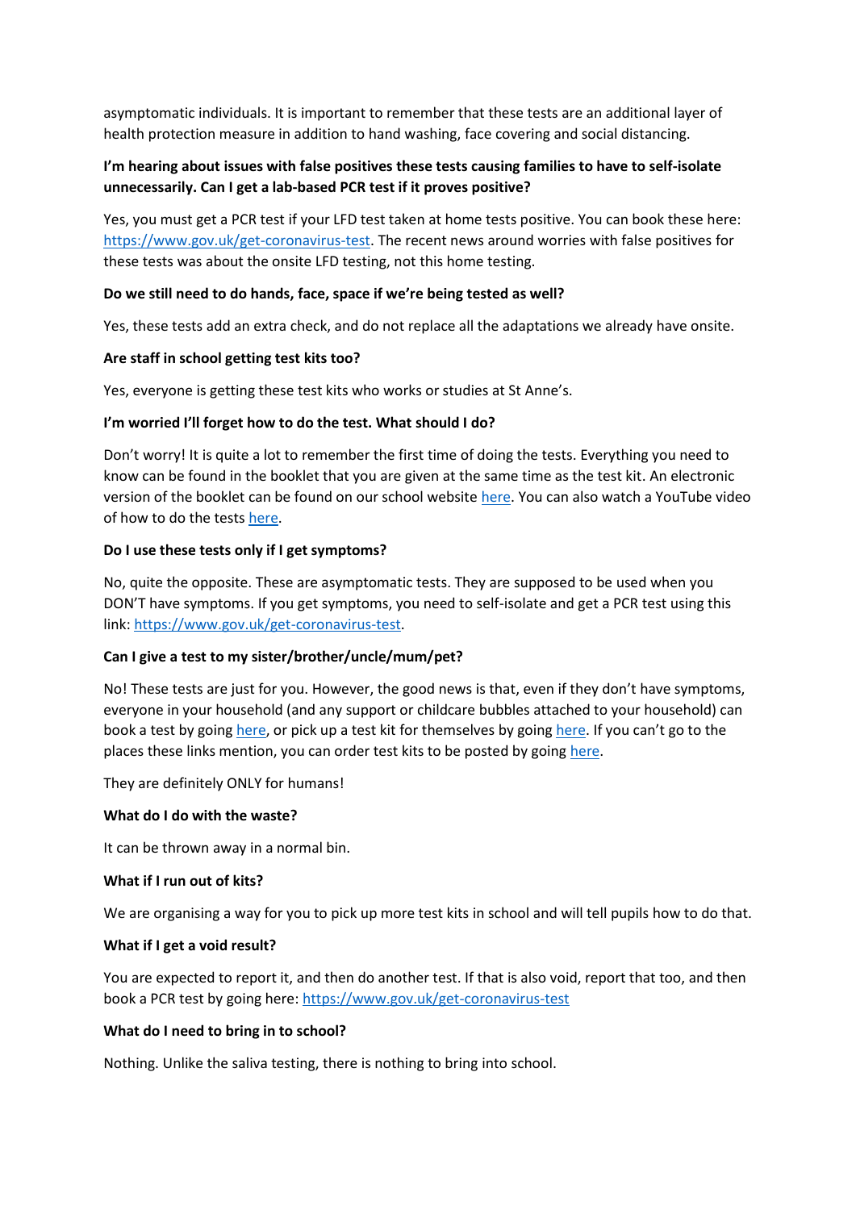asymptomatic individuals. It is important to remember that these tests are an additional layer of health protection measure in addition to hand washing, face covering and social distancing.

**I'm hearing about issues with false positives these tests causing families to have to self-isolate unnecessarily. Can I get a lab-based PCR test if it proves positive?**

Yes, you must get a PCR test if your LFD test taken at home tests positive. You can book these here: https://www.gov.uk/get-coronavirus-test. The recent news around worries with false positives for these tests was about the onsite LFD testing, not this home testing.

**Do we still need to do hands, face, space if we're being tested as well?**

Yes, these tests add an extra check, and do not replace all the adaptations we already have onsite.

**Are staff in school getting test kits too?**

Yes, everyone is getting these test kits who works or studies at St Anne's.

**I'm worried I'll forget how to do the test. What should I do?**

Don't worry! It is quite a lot to remember the first time of doing the tests. Everything you need to know can be found in the booklet that you are given at the same time as the test kit. An electronic version of the booklet can be found on our school website here. You can also watch a YouTube video of how to do the tests here.

**Do I use these tests only if I get symptoms?**

No, quite the opposite. These are asymptomatic tests. They are supposed to be used when you DON'T have symptoms. If you get symptoms, you need to self-isolate and get a PCR test using this link: https://www.gov.uk/get-coronavirus-test.

**Can I give a test to my sister/brother/uncle/mum/pet?**

No! These tests are just for you. However, the good news is that, even if they don't have symptoms, everyone in your household (and any support or childcare bubbles attached to your household) can book a test by going here, or pick up a test kit for themselves by going here. If you can't go to the places these links mention, you can order test kits to be posted by going here.

They are definitely ONLY for humans!

**What do I do with the waste?**

It can be thrown away in a normal bin.

**What if I run out of kits?**

We are organising a way for you to pick up more test kits in school and will tell pupils how to do that.

**What if I get a void result?**

You are expected to report it, and then do another test. If that is also void, report that too, and then book a PCR test by going here: https://www.gov.uk/get-coronavirus-test

**What do I need to bring in to school?**

Nothing. Unlike the saliva testing, there is nothing to bring into school.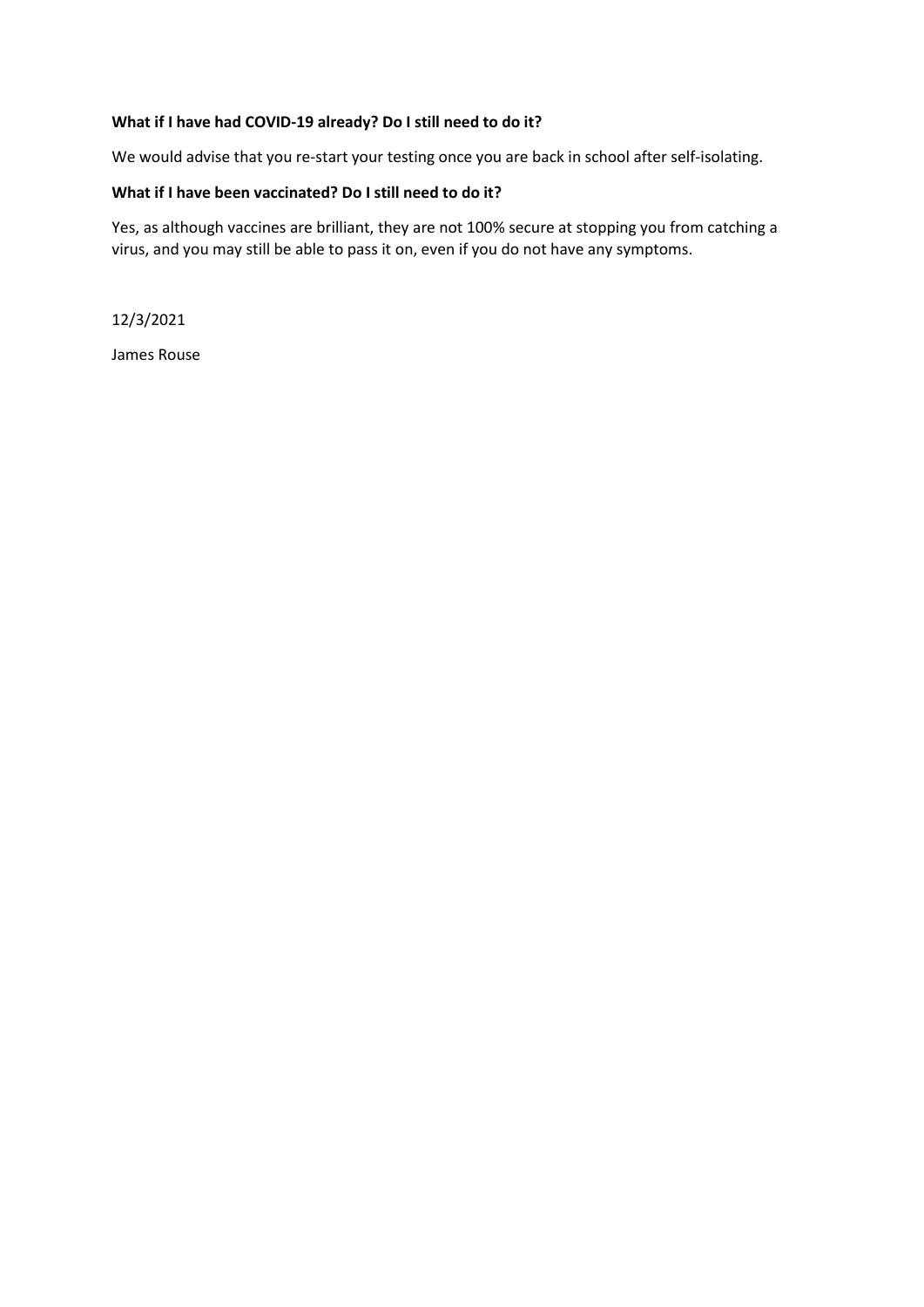**What if I have had COVID-19 already? Do I still need to do it?**

We would advise that you re-start your testing once you are back in school after self-isolating.

**What if I have been vaccinated? Do I still need to do it?**

Yes, as although vaccines are brilliant, they are not 100% secure at stopping you from catching a virus, and you may still be able to pass it on, even if you do not have any symptoms.

12/3/2021

James Rouse